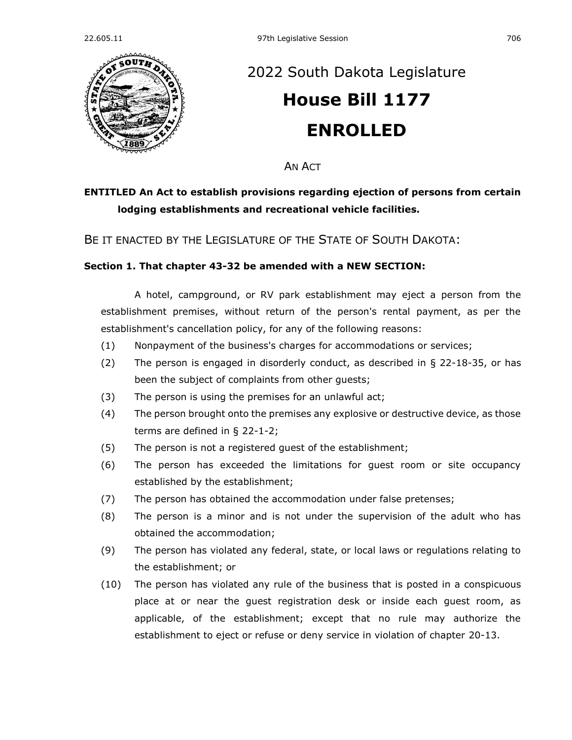# 2022 South Dakota Legislature

# House Bill 1177

# ENROLLED

AN ACT

**ENTITLED An Act to establish provisions regarding ejection of persons from certain lodging establishments and recreational vehicle facilities.**

BE IT ENACTED BY THE LEGISLATURE OF THE STATE OF SOUTH DAKOTA:

**Section 1. That chapter 43-32 be amended with a NEW SECTION:**

A hotel, campground, or RV park establishment may eject a person from the establishment premises, without return of the person's rental payment, as per the establishment's cancellation policy, for any of the following reasons:

(1) Nonpayment of the business's charges for accommodations or services;

(2) The person is engaged in disorderly conduct, as described in § 22-18-35, or has been the subject of complaints from other guests;

(3) The person is using the premises for an unlawful act;

(4) The person brought onto the premises any explosive or destructive device, as those terms are defined in § 22-1-2;

(5) The person is not a registered guest of the establishment;

(6) The person has exceeded the limitations for guest room or site occupancy established by the establishment;

(7) The person has obtained the accommodation under false pretenses;

(8) The person is a minor and is not under the supervision of the adult who has obtained the accommodation;

(9) The person has violated any federal, state, or local laws or regulations relating to the establishment; or

(10) The person has violated any rule of the business that is posted in a conspicuous place at or near the guest registration desk or inside each guest room, as applicable, of the establishment; except that no rule may authorize the establishment to eject or refuse or deny service in violation of chapter 20-13.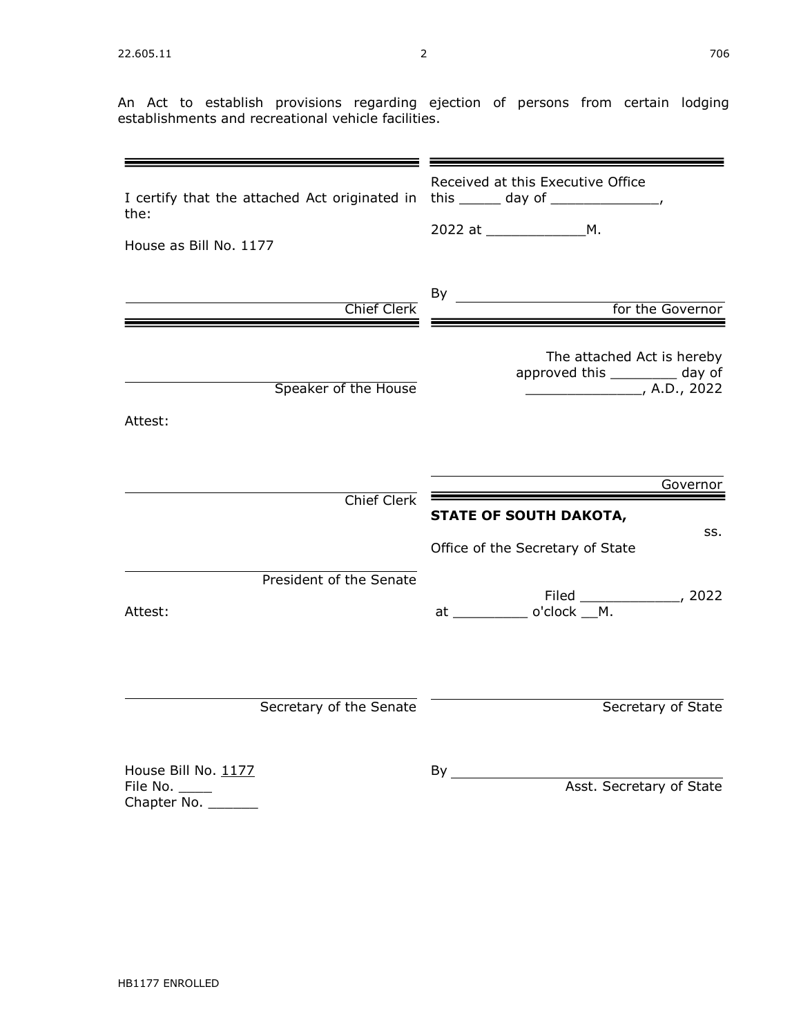An Act to establish provisions regarding ejection of persons from certain lodging establishments and recreational vehicle facilities.

I certify that the attached Act originated in the:

House as Bill No. 1177

_______________________
Chief Clerk

_______________________
Speaker of the House

Attest:

_______________________
Chief Clerk

_______________________
President of the Senate

Attest:

_______________________
Secretary of the Senate

House Bill No. 1177
File No. ____
Chapter No. ______

Received at this Executive Office this _____ day of _____________,

2022 at ____________M.

By _______________________
for the Governor

The attached Act is hereby approved this ________ day of ______________, A.D., 2022

_______________________
Governor

**STATE OF SOUTH DAKOTA,**

ss.

Office of the Secretary of State

Filed ____________, 2022 at _________ o'clock __M.

_______________________
Secretary of State

By _______________________
Asst. Secretary of State